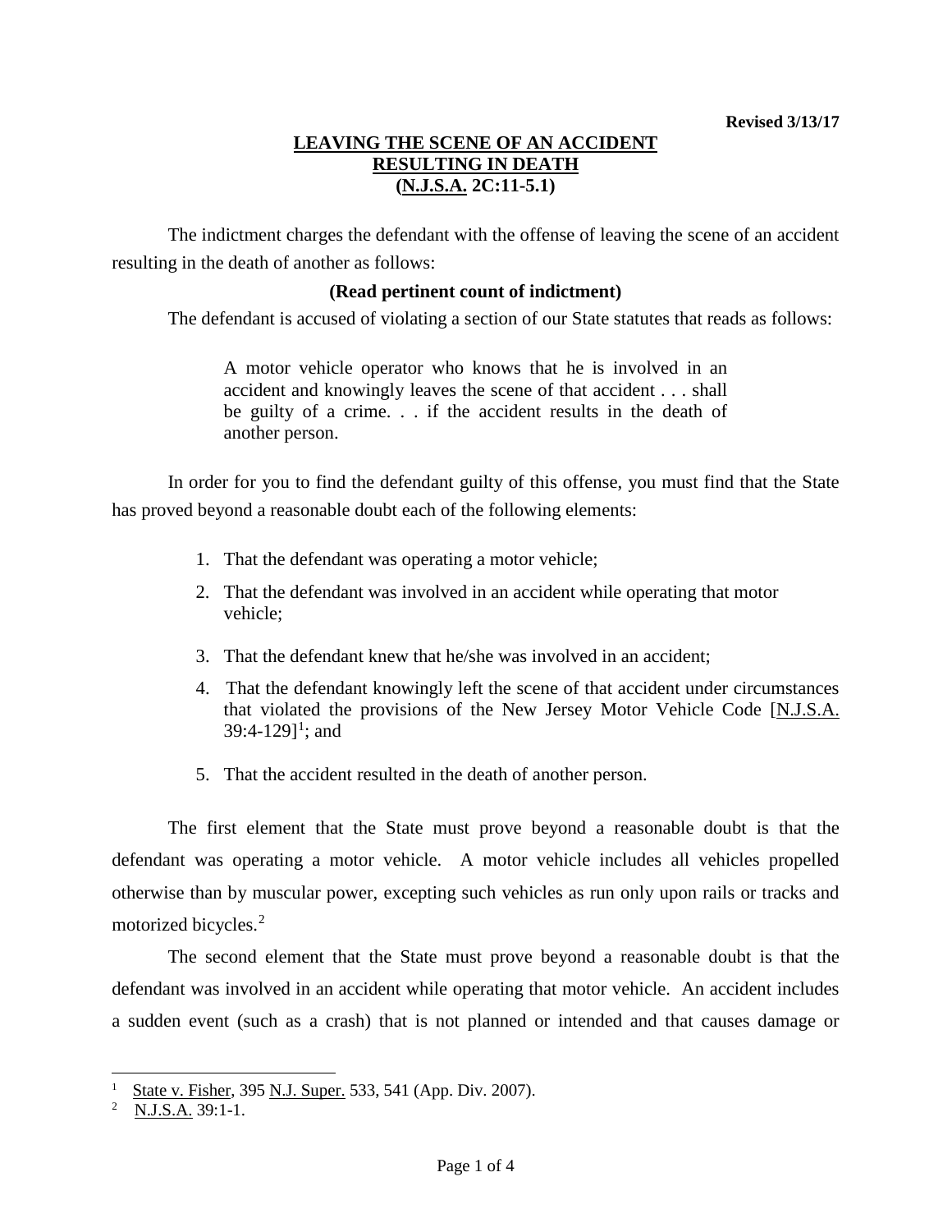**Revised 3/13/17**

# LEAVING THE SCENE OF AN ACCIDENT RESULTING IN DEATH (N.J.S.A. 2C:11-5.1)

The indictment charges the defendant with the offense of leaving the scene of an accident resulting in the death of another as follows:

**(Read pertinent count of indictment)**

The defendant is accused of violating a section of our State statutes that reads as follows:

> A motor vehicle operator who knows that he is involved in an accident and knowingly leaves the scene of that accident . . . shall be guilty of a crime. . . if the accident results in the death of another person.

In order for you to find the defendant guilty of this offense, you must find that the State has proved beyond a reasonable doubt each of the following elements:

1. That the defendant was operating a motor vehicle;
2. That the defendant was involved in an accident while operating that motor vehicle;
3. That the defendant knew that he/she was involved in an accident;
4. That the defendant knowingly left the scene of that accident under circumstances that violated the provisions of the New Jersey Motor Vehicle Code [N.J.S.A. 39:4-129][1]; and
5. That the accident resulted in the death of another person.

The first element that the State must prove beyond a reasonable doubt is that the defendant was operating a motor vehicle. A motor vehicle includes all vehicles propelled otherwise than by muscular power, excepting such vehicles as run only upon rails or tracks and motorized bicycles.[2]

The second element that the State must prove beyond a reasonable doubt is that the defendant was involved in an accident while operating that motor vehicle. An accident includes a sudden event (such as a crash) that is not planned or intended and that causes damage or

---

[1] State v. Fisher, 395 N.J. Super. 533, 541 (App. Div. 2007).

[2] N.J.S.A. 39:1-1.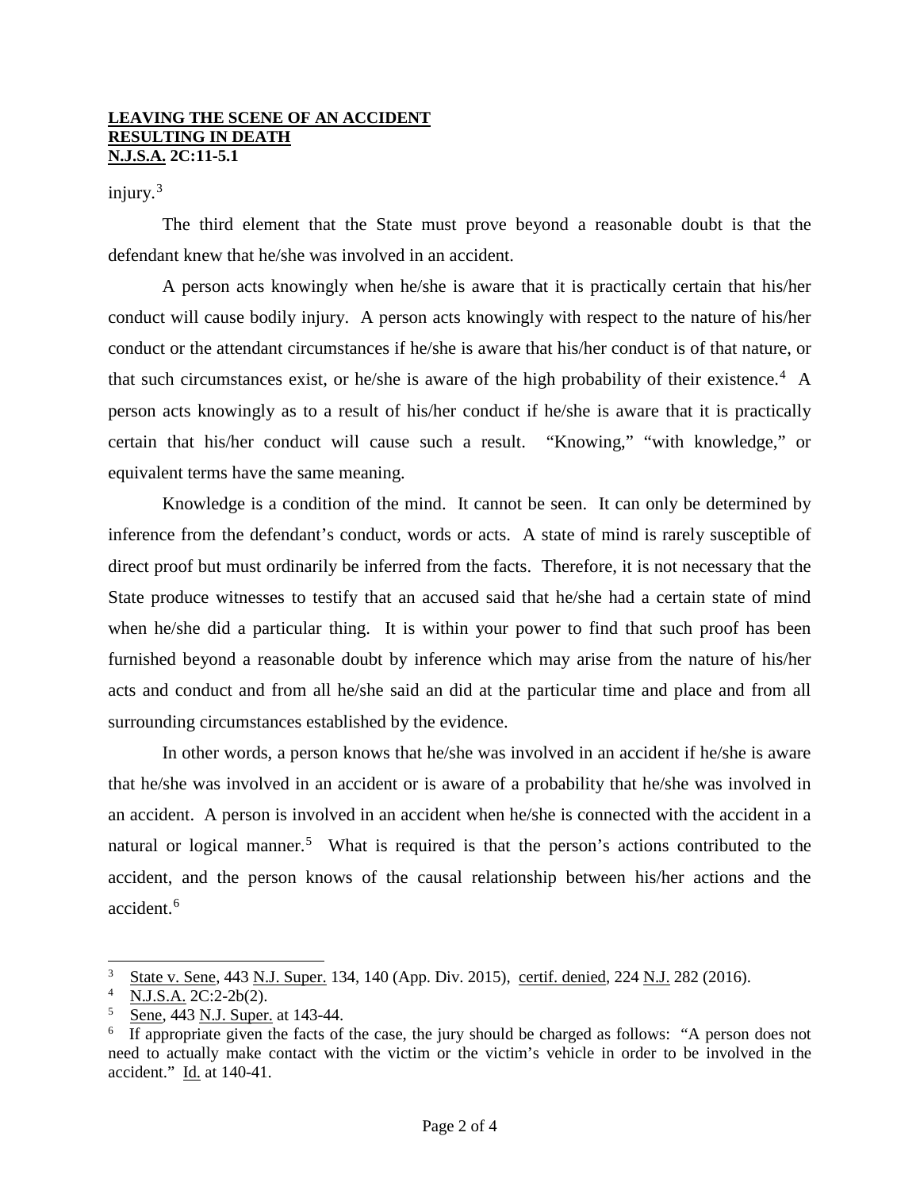injury.[3]

The third element that the State must prove beyond a reasonable doubt is that the defendant knew that he/she was involved in an accident.

A person acts knowingly when he/she is aware that it is practically certain that his/her conduct will cause bodily injury. A person acts knowingly with respect to the nature of his/her conduct or the attendant circumstances if he/she is aware that his/her conduct is of that nature, or that such circumstances exist, or he/she is aware of the high probability of their existence.[4] A person acts knowingly as to a result of his/her conduct if he/she is aware that it is practically certain that his/her conduct will cause such a result. "Knowing," "with knowledge," or equivalent terms have the same meaning.

Knowledge is a condition of the mind. It cannot be seen. It can only be determined by inference from the defendant's conduct, words or acts. A state of mind is rarely susceptible of direct proof but must ordinarily be inferred from the facts. Therefore, it is not necessary that the State produce witnesses to testify that an accused said that he/she had a certain state of mind when he/she did a particular thing. It is within your power to find that such proof has been furnished beyond a reasonable doubt by inference which may arise from the nature of his/her acts and conduct and from all he/she said an did at the particular time and place and from all surrounding circumstances established by the evidence.

In other words, a person knows that he/she was involved in an accident if he/she is aware that he/she was involved in an accident or is aware of a probability that he/she was involved in an accident. A person is involved in an accident when he/she is connected with the accident in a natural or logical manner.[5] What is required is that the person's actions contributed to the accident, and the person knows of the causal relationship between his/her actions and the accident.[6]

---

[3] State v. Sene, 443 N.J. Super. 134, 140 (App. Div. 2015), certif. denied, 224 N.J. 282 (2016).

[4] N.J.S.A. 2C:2-2b(2).

[5] Sene, 443 N.J. Super. at 143-44.

[6] If appropriate given the facts of the case, the jury should be charged as follows: "A person does not need to actually make contact with the victim or the victim's vehicle in order to be involved in the accident." Id. at 140-41.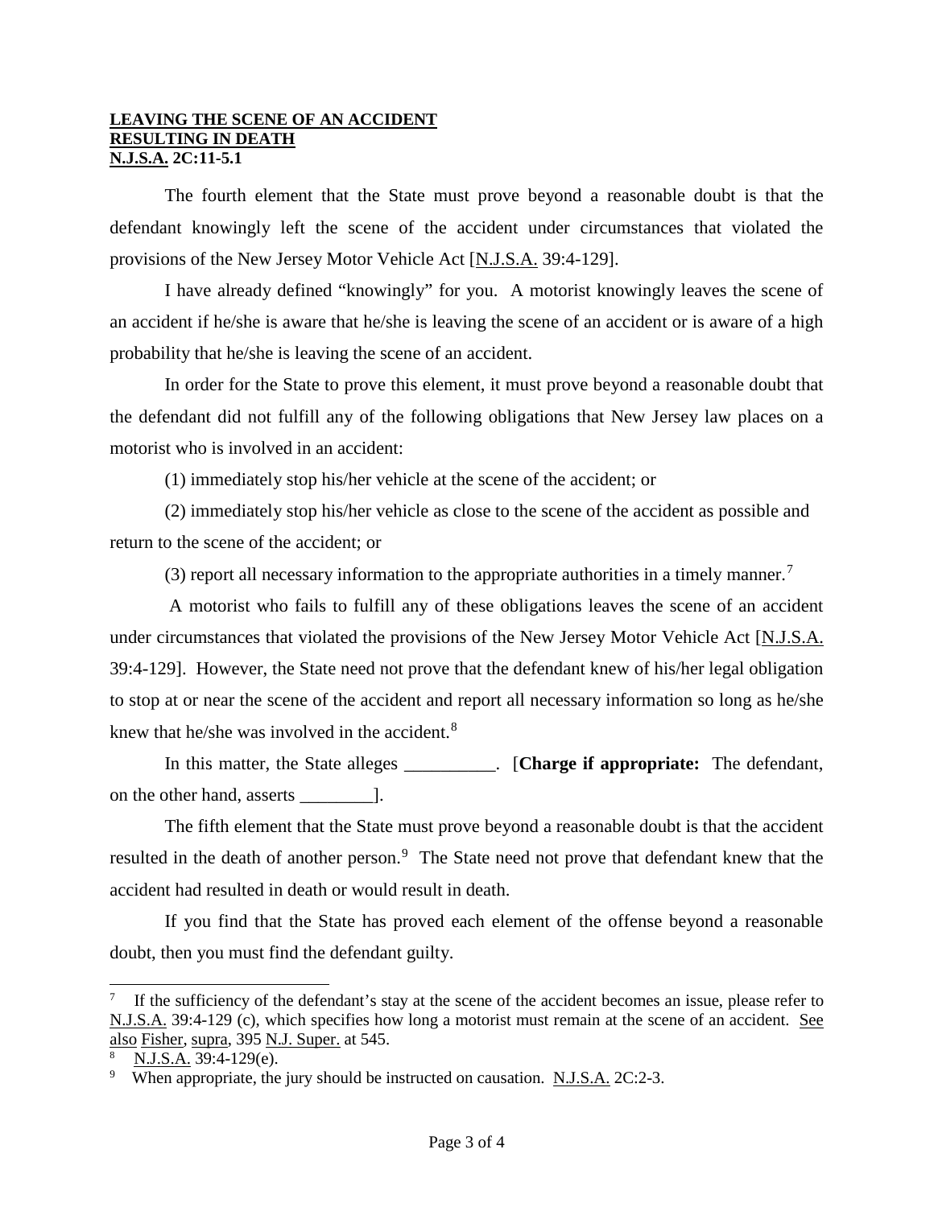**LEAVING THE SCENE OF AN ACCIDENT**
**RESULTING IN DEATH**
**N.J.S.A. 2C:11-5.1**

The fourth element that the State must prove beyond a reasonable doubt is that the defendant knowingly left the scene of the accident under circumstances that violated the provisions of the New Jersey Motor Vehicle Act [N.J.S.A. 39:4-129].

I have already defined "knowingly" for you. A motorist knowingly leaves the scene of an accident if he/she is aware that he/she is leaving the scene of an accident or is aware of a high probability that he/she is leaving the scene of an accident.

In order for the State to prove this element, it must prove beyond a reasonable doubt that the defendant did not fulfill any of the following obligations that New Jersey law places on a motorist who is involved in an accident:

(1) immediately stop his/her vehicle at the scene of the accident; or

(2) immediately stop his/her vehicle as close to the scene of the accident as possible and return to the scene of the accident; or

(3) report all necessary information to the appropriate authorities in a timely manner.[7]

A motorist who fails to fulfill any of these obligations leaves the scene of an accident under circumstances that violated the provisions of the New Jersey Motor Vehicle Act [N.J.S.A. 39:4-129]. However, the State need not prove that the defendant knew of his/her legal obligation to stop at or near the scene of the accident and report all necessary information so long as he/she knew that he/she was involved in the accident.[8]

In this matter, the State alleges __________. [**Charge if appropriate:** The defendant, on the other hand, asserts ________].

The fifth element that the State must prove beyond a reasonable doubt is that the accident resulted in the death of another person.[9] The State need not prove that defendant knew that the accident had resulted in death or would result in death.

If you find that the State has proved each element of the offense beyond a reasonable doubt, then you must find the defendant guilty.

---

[7] If the sufficiency of the defendant's stay at the scene of the accident becomes an issue, please refer to N.J.S.A. 39:4-129 (c), which specifies how long a motorist must remain at the scene of an accident. See also Fisher, supra, 395 N.J. Super. at 545.

[8] N.J.S.A. 39:4-129(e).

[9] When appropriate, the jury should be instructed on causation. N.J.S.A. 2C:2-3.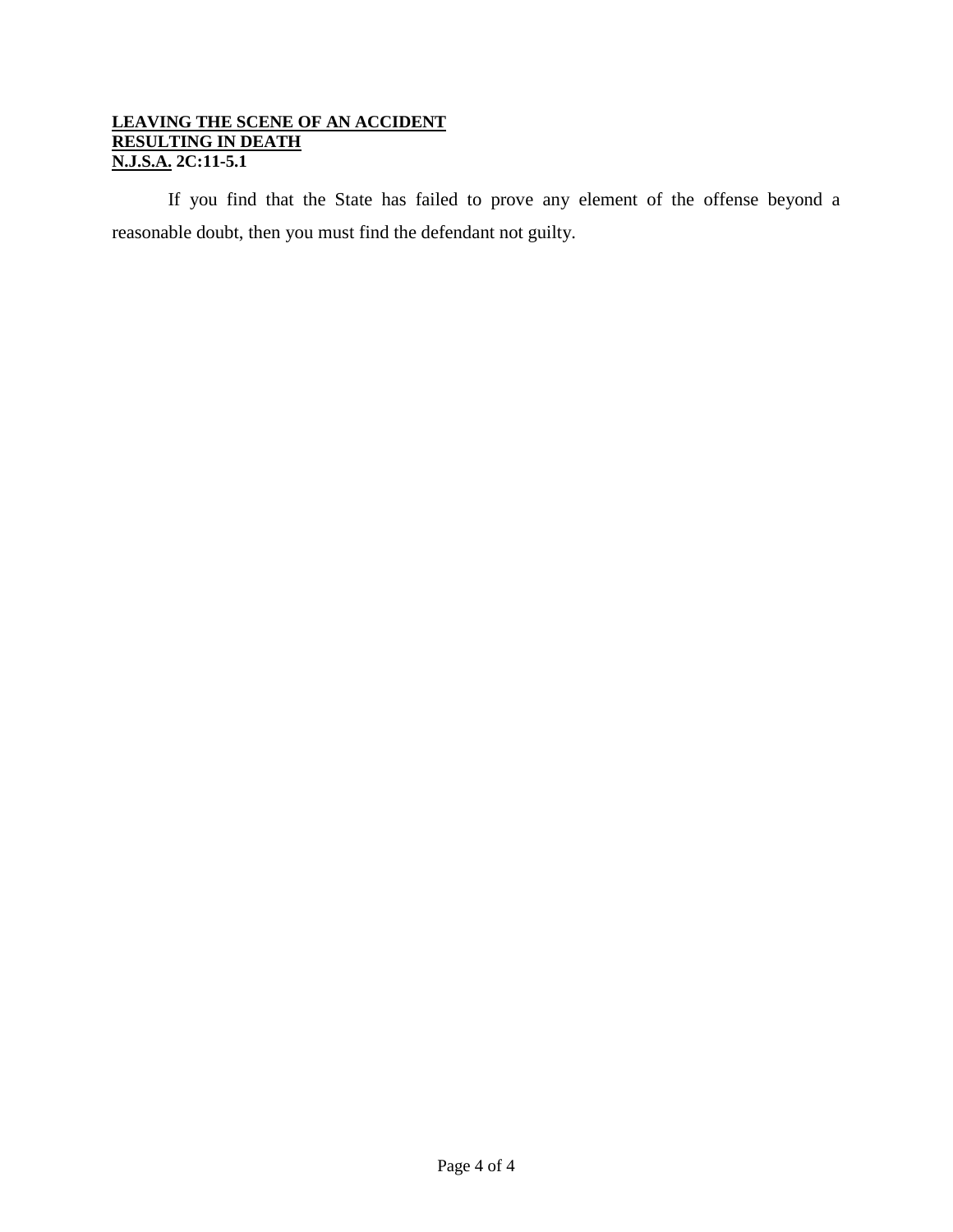If you find that the State has failed to prove any element of the offense beyond a reasonable doubt, then you must find the defendant not guilty.